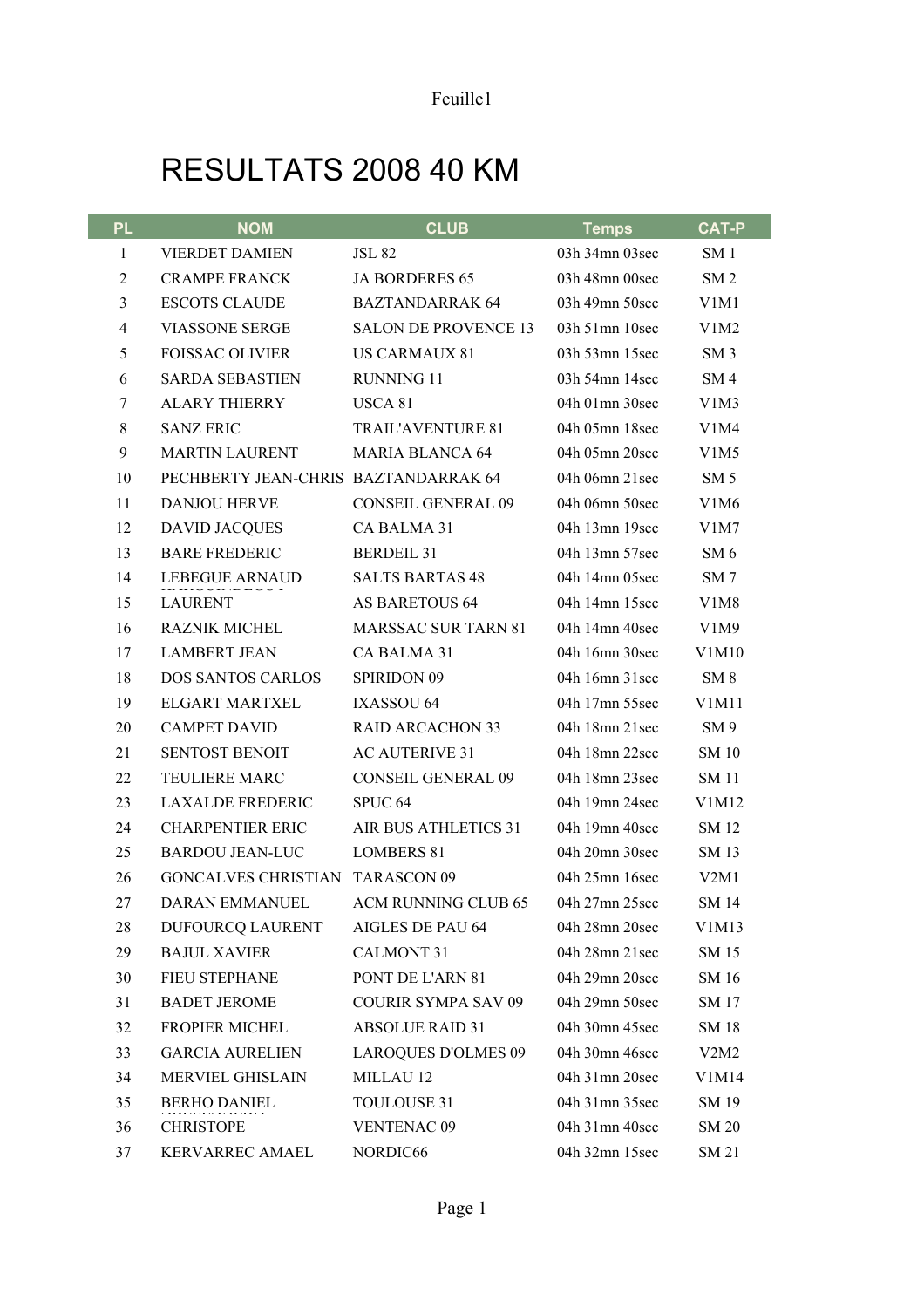# RESULTATS 2008 40 KM

| PL | NOM | CLUB | Temps | CAT-P |
|---|---|---|---|---|
| 1 | VIERDET DAMIEN | JSL 82 | 03h 34mn 03sec | SM 1 |
| 2 | CRAMPE FRANCK | JA BORDERES 65 | 03h 48mn 00sec | SM 2 |
| 3 | ESCOTS CLAUDE | BAZTANDARRAK 64 | 03h 49mn 50sec | V1M1 |
| 4 | VIASSONE SERGE | SALON DE PROVENCE 13 | 03h 51mn 10sec | V1M2 |
| 5 | FOISSAC OLIVIER | US CARMAUX 81 | 03h 53mn 15sec | SM 3 |
| 6 | SARDA SEBASTIEN | RUNNING 11 | 03h 54mn 14sec | SM 4 |
| 7 | ALARY THIERRY | USCA 81 | 04h 01mn 30sec | V1M3 |
| 8 | SANZ ERIC | TRAIL'AVENTURE 81 | 04h 05mn 18sec | V1M4 |
| 9 | MARTIN LAURENT | MARIA BLANCA 64 | 04h 05mn 20sec | V1M5 |
| 10 | PECHBERTY JEAN-CHRIS | BAZTANDARRAK 64 | 04h 06mn 21sec | SM 5 |
| 11 | DANJOU HERVE | CONSEIL GENERAL 09 | 04h 06mn 50sec | V1M6 |
| 12 | DAVID JACQUES | CA BALMA 31 | 04h 13mn 19sec | V1M7 |
| 13 | BARE FREDERIC | BERDEIL 31 | 04h 13mn 57sec | SM 6 |
| 14 | LEBEGUE ARNAUD | SALTS BARTAS 48 | 04h 14mn 05sec | SM 7 |
| 15 | LAURENT | AS BARETOUS 64 | 04h 14mn 15sec | V1M8 |
| 16 | RAZNIK MICHEL | MARSSAC SUR TARN 81 | 04h 14mn 40sec | V1M9 |
| 17 | LAMBERT JEAN | CA BALMA 31 | 04h 16mn 30sec | V1M10 |
| 18 | DOS SANTOS CARLOS | SPIRIDON 09 | 04h 16mn 31sec | SM 8 |
| 19 | ELGART MARTXEL | IXASSOU 64 | 04h 17mn 55sec | V1M11 |
| 20 | CAMPET DAVID | RAID ARCACHON 33 | 04h 18mn 21sec | SM 9 |
| 21 | SENTOST BENOIT | AC AUTERIVE 31 | 04h 18mn 22sec | SM 10 |
| 22 | TEULIERE MARC | CONSEIL GENERAL 09 | 04h 18mn 23sec | SM 11 |
| 23 | LAXALDE FREDERIC | SPUC 64 | 04h 19mn 24sec | V1M12 |
| 24 | CHARPENTIER ERIC | AIR BUS ATHLETICS 31 | 04h 19mn 40sec | SM 12 |
| 25 | BARDOU JEAN-LUC | LOMBERS 81 | 04h 20mn 30sec | SM 13 |
| 26 | GONCALVES CHRISTIAN | TARASCON 09 | 04h 25mn 16sec | V2M1 |
| 27 | DARAN EMMANUEL | ACM RUNNING CLUB 65 | 04h 27mn 25sec | SM 14 |
| 28 | DUFOURCQ LAURENT | AIGLES DE PAU 64 | 04h 28mn 20sec | V1M13 |
| 29 | BAJUL XAVIER | CALMONT 31 | 04h 28mn 21sec | SM 15 |
| 30 | FIEU STEPHANE | PONT DE L'ARN 81 | 04h 29mn 20sec | SM 16 |
| 31 | BADET JEROME | COURIR SYMPA SAV 09 | 04h 29mn 50sec | SM 17 |
| 32 | FROPIER MICHEL | ABSOLUE RAID 31 | 04h 30mn 45sec | SM 18 |
| 33 | GARCIA AURELIEN | LAROQUES D'OLMES 09 | 04h 30mn 46sec | V2M2 |
| 34 | MERVIEL GHISLAIN | MILLAU 12 | 04h 31mn 20sec | V1M14 |
| 35 | BERHO DANIEL | TOULOUSE 31 | 04h 31mn 35sec | SM 19 |
| 36 | CHRISTOPE | VENTENAC 09 | 04h 31mn 40sec | SM 20 |
| 37 | KERVARREC AMAEL | NORDIC66 | 04h 32mn 15sec | SM 21 |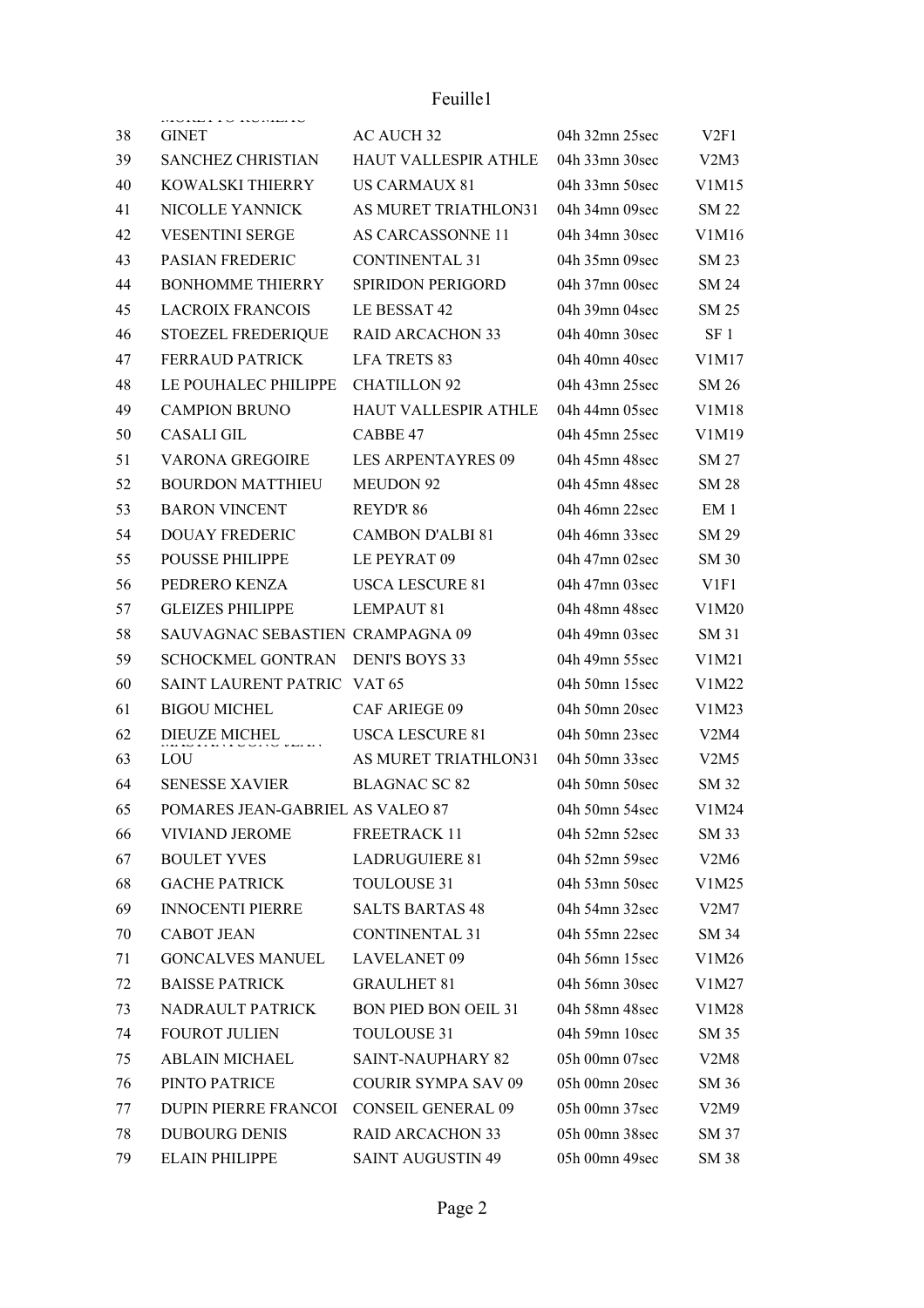| | | | | |
|---|---|---|---|---|
| 38 | MORETTO ROMEAO GINET | AC AUCH 32 | 04h 32mn 25sec | V2F1 |
| 39 | SANCHEZ CHRISTIAN | HAUT VALLESPIR ATHLE | 04h 33mn 30sec | V2M3 |
| 40 | KOWALSKI THIERRY | US CARMAUX 81 | 04h 33mn 50sec | V1M15 |
| 41 | NICOLLE YANNICK | AS MURET TRIATHLON31 | 04h 34mn 09sec | SM 22 |
| 42 | VESENTINI SERGE | AS CARCASSONNE 11 | 04h 34mn 30sec | V1M16 |
| 43 | PASIAN FREDERIC | CONTINENTAL 31 | 04h 35mn 09sec | SM 23 |
| 44 | BONHOMME THIERRY | SPIRIDON PERIGORD | 04h 37mn 00sec | SM 24 |
| 45 | LACROIX FRANCOIS | LE BESSAT 42 | 04h 39mn 04sec | SM 25 |
| 46 | STOEZEL FREDERIQUE | RAID ARCACHON 33 | 04h 40mn 30sec | SF 1 |
| 47 | FERRAUD PATRICK | LFA TRETS 83 | 04h 40mn 40sec | V1M17 |
| 48 | LE POUHALEC PHILIPPE | CHATILLON 92 | 04h 43mn 25sec | SM 26 |
| 49 | CAMPION BRUNO | HAUT VALLESPIR ATHLE | 04h 44mn 05sec | V1M18 |
| 50 | CASALI GIL | CABBE 47 | 04h 45mn 25sec | V1M19 |
| 51 | VARONA GREGOIRE | LES ARPENTAYRES 09 | 04h 45mn 48sec | SM 27 |
| 52 | BOURDON MATTHIEU | MEUDON 92 | 04h 45mn 48sec | SM 28 |
| 53 | BARON VINCENT | REYD'R 86 | 04h 46mn 22sec | EM 1 |
| 54 | DOUAY FREDERIC | CAMBON D'ALBI 81 | 04h 46mn 33sec | SM 29 |
| 55 | POUSSE PHILIPPE | LE PEYRAT 09 | 04h 47mn 02sec | SM 30 |
| 56 | PEDRERO KENZA | USCA LESCURE 81 | 04h 47mn 03sec | V1F1 |
| 57 | GLEIZES PHILIPPE | LEMPAUT 81 | 04h 48mn 48sec | V1M20 |
| 58 | SAUVAGNAC SEBASTIEN | CRAMPAGNA 09 | 04h 49mn 03sec | SM 31 |
| 59 | SCHOCKMEL GONTRAN | DENI'S BOYS 33 | 04h 49mn 55sec | V1M21 |
| 60 | SAINT LAURENT PATRIC | VAT 65 | 04h 50mn 15sec | V1M22 |
| 61 | BIGOU MICHEL | CAF ARIEGE 09 | 04h 50mn 20sec | V1M23 |
| 62 | DIEUZE MICHEL | USCA LESCURE 81 | 04h 50mn 23sec | V2M4 |
| 63 | MASTRANTUONO JEAN LOU | AS MURET TRIATHLON31 | 04h 50mn 33sec | V2M5 |
| 64 | SENESSE XAVIER | BLAGNAC SC 82 | 04h 50mn 50sec | SM 32 |
| 65 | POMARES JEAN-GABRIEL | AS VALEO 87 | 04h 50mn 54sec | V1M24 |
| 66 | VIVIAND JEROME | FREETRACK 11 | 04h 52mn 52sec | SM 33 |
| 67 | BOULET YVES | LADRUGUIERE 81 | 04h 52mn 59sec | V2M6 |
| 68 | GACHE PATRICK | TOULOUSE 31 | 04h 53mn 50sec | V1M25 |
| 69 | INNOCENTI PIERRE | SALTS BARTAS 48 | 04h 54mn 32sec | V2M7 |
| 70 | CABOT JEAN | CONTINENTAL 31 | 04h 55mn 22sec | SM 34 |
| 71 | GONCALVES MANUEL | LAVELANET 09 | 04h 56mn 15sec | V1M26 |
| 72 | BAISSE PATRICK | GRAULHET 81 | 04h 56mn 30sec | V1M27 |
| 73 | NADRAULT PATRICK | BON PIED BON OEIL 31 | 04h 58mn 48sec | V1M28 |
| 74 | FOUROT JULIEN | TOULOUSE 31 | 04h 59mn 10sec | SM 35 |
| 75 | ABLAIN MICHAEL | SAINT-NAUPHARY 82 | 05h 00mn 07sec | V2M8 |
| 76 | PINTO PATRICE | COURIR SYMPA SAV 09 | 05h 00mn 20sec | SM 36 |
| 77 | DUPIN PIERRE FRANCOI | CONSEIL GENERAL 09 | 05h 00mn 37sec | V2M9 |
| 78 | DUBOURG DENIS | RAID ARCACHON 33 | 05h 00mn 38sec | SM 37 |
| 79 | ELAIN PHILIPPE | SAINT AUGUSTIN 49 | 05h 00mn 49sec | SM 38 |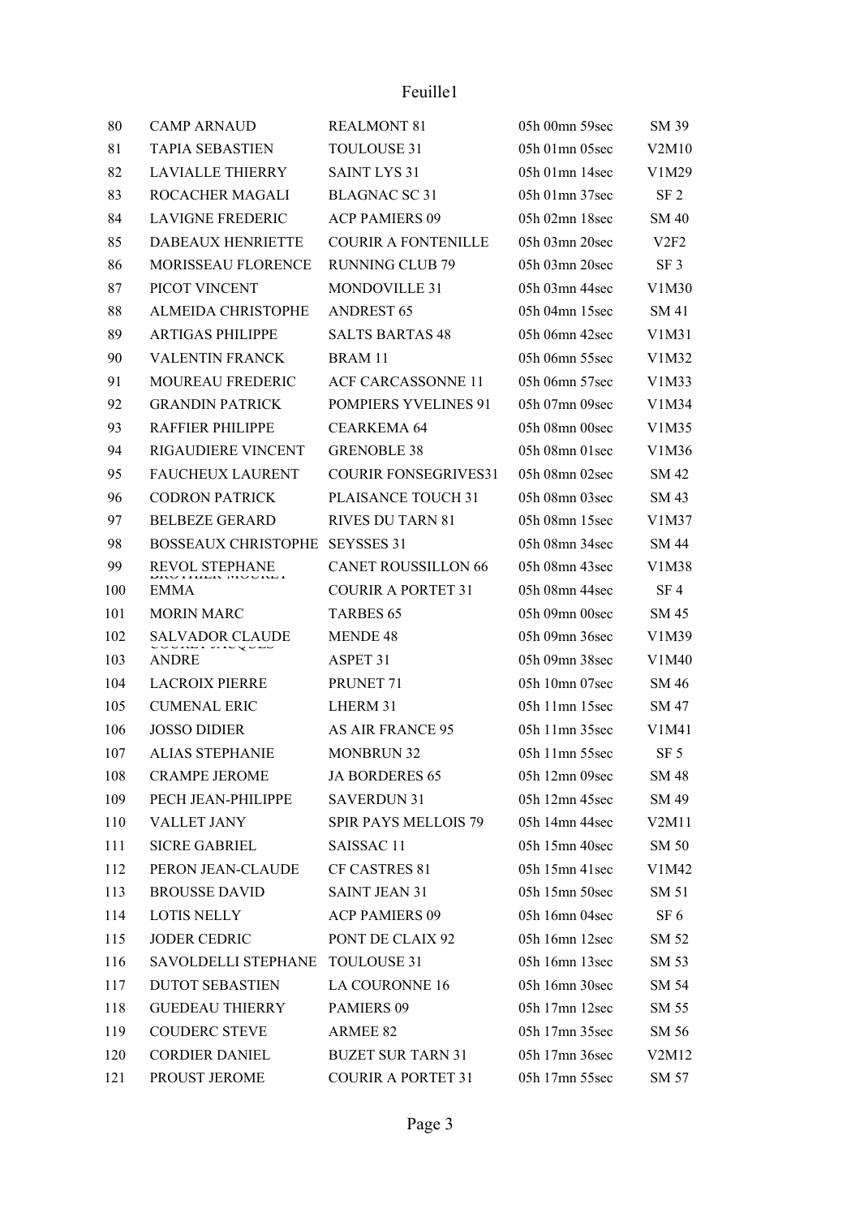# Feuille1

| | | | | |
|---|---|---|---|---|
| 80 | CAMP ARNAUD | REALMONT 81 | 05h 00mn 59sec | SM 39 |
| 81 | TAPIA SEBASTIEN | TOULOUSE 31 | 05h 01mn 05sec | V2M10 |
| 82 | LAVIALLE THIERRY | SAINT LYS 31 | 05h 01mn 14sec | V1M29 |
| 83 | ROCACHER MAGALI | BLAGNAC SC 31 | 05h 01mn 37sec | SF 2 |
| 84 | LAVIGNE FREDERIC | ACP PAMIERS 09 | 05h 02mn 18sec | SM 40 |
| 85 | DABEAUX HENRIETTE | COURIR A FONTENILLE | 05h 03mn 20sec | V2F2 |
| 86 | MORISSEAU FLORENCE | RUNNING CLUB 79 | 05h 03mn 20sec | SF 3 |
| 87 | PICOT VINCENT | MONDOVILLE 31 | 05h 03mn 44sec | V1M30 |
| 88 | ALMEIDA CHRISTOPHE | ANDREST 65 | 05h 04mn 15sec | SM 41 |
| 89 | ARTIGAS PHILIPPE | SALTS BARTAS 48 | 05h 06mn 42sec | V1M31 |
| 90 | VALENTIN FRANCK | BRAM 11 | 05h 06mn 55sec | V1M32 |
| 91 | MOUREAU FREDERIC | ACF CARCASSONNE 11 | 05h 06mn 57sec | V1M33 |
| 92 | GRANDIN PATRICK | POMPIERS YVELINES 91 | 05h 07mn 09sec | V1M34 |
| 93 | RAFFIER PHILIPPE | CEARKEMA 64 | 05h 08mn 00sec | V1M35 |
| 94 | RIGAUDIERE VINCENT | GRENOBLE 38 | 05h 08mn 01sec | V1M36 |
| 95 | FAUCHEUX LAURENT | COURIR FONSEGRIVES31 | 05h 08mn 02sec | SM 42 |
| 96 | CODRON PATRICK | PLAISANCE TOUCH 31 | 05h 08mn 03sec | SM 43 |
| 97 | BELBEZE GERARD | RIVES DU TARN 81 | 05h 08mn 15sec | V1M37 |
| 98 | BOSSEAUX CHRISTOPHE | SEYSSES 31 | 05h 08mn 34sec | SM 44 |
| 99 | REVOL STEPHANE | CANET ROUSSILLON 66 | 05h 08mn 43sec | V1M38 |
| 100 | BROTHIER MOUREY EMMA | COURIR A PORTET 31 | 05h 08mn 44sec | SF 4 |
| 101 | MORIN MARC | TARBES 65 | 05h 09mn 00sec | SM 45 |
| 102 | SALVADOR CLAUDE | MENDE 48 | 05h 09mn 36sec | V1M39 |
| 103 | COURET JACQUES ANDRE | ASPET 31 | 05h 09mn 38sec | V1M40 |
| 104 | LACROIX PIERRE | PRUNET 71 | 05h 10mn 07sec | SM 46 |
| 105 | CUMENAL ERIC | LHERM 31 | 05h 11mn 15sec | SM 47 |
| 106 | JOSSO DIDIER | AS AIR FRANCE 95 | 05h 11mn 35sec | V1M41 |
| 107 | ALIAS STEPHANIE | MONBRUN 32 | 05h 11mn 55sec | SF 5 |
| 108 | CRAMPE JEROME | JA BORDERES 65 | 05h 12mn 09sec | SM 48 |
| 109 | PECH JEAN-PHILIPPE | SAVERDUN 31 | 05h 12mn 45sec | SM 49 |
| 110 | VALLET JANY | SPIR PAYS MELLOIS 79 | 05h 14mn 44sec | V2M11 |
| 111 | SICRE GABRIEL | SAISSAC 11 | 05h 15mn 40sec | SM 50 |
| 112 | PERON JEAN-CLAUDE | CF CASTRES 81 | 05h 15mn 41sec | V1M42 |
| 113 | BROUSSE DAVID | SAINT JEAN 31 | 05h 15mn 50sec | SM 51 |
| 114 | LOTIS NELLY | ACP PAMIERS 09 | 05h 16mn 04sec | SF 6 |
| 115 | JODER CEDRIC | PONT DE CLAIX 92 | 05h 16mn 12sec | SM 52 |
| 116 | SAVOLDELLI STEPHANE | TOULOUSE 31 | 05h 16mn 13sec | SM 53 |
| 117 | DUTOT SEBASTIEN | LA COURONNE 16 | 05h 16mn 30sec | SM 54 |
| 118 | GUEDEAU THIERRY | PAMIERS 09 | 05h 17mn 12sec | SM 55 |
| 119 | COUDERC STEVE | ARMEE 82 | 05h 17mn 35sec | SM 56 |
| 120 | CORDIER DANIEL | BUZET SUR TARN 31 | 05h 17mn 36sec | V2M12 |
| 121 | PROUST JEROME | COURIR A PORTET 31 | 05h 17mn 55sec | SM 57 |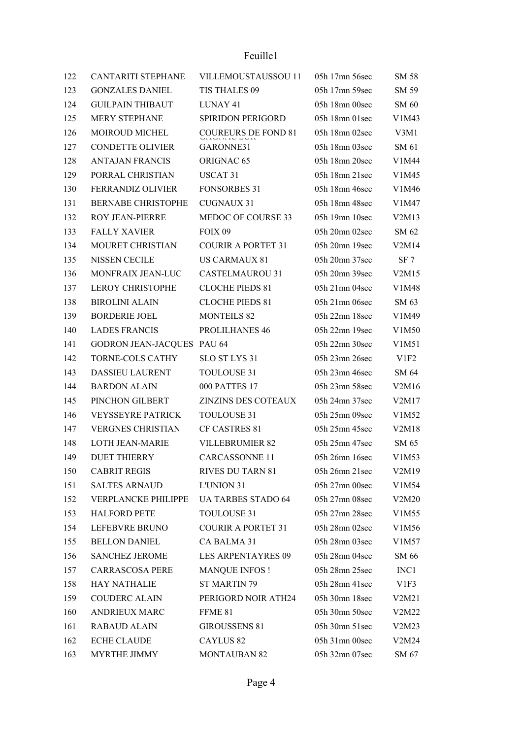| | | | | |
|---|---|---|---|---|
| 122 | CANTARITI STEPHANE | VILLEMOUSTAUSSOU 11 | 05h 17mn 56sec | SM 58 |
| 123 | GONZALES DANIEL | TIS THALES 09 | 05h 17mn 59sec | SM 59 |
| 124 | GUILPAIN THIBAUT | LUNAY 41 | 05h 18mn 00sec | SM 60 |
| 125 | MERY STEPHANE | SPIRIDON PERIGORD | 05h 18mn 01sec | V1M43 |
| 126 | MOIROUD MICHEL | COUREURS DE FOND 81 | 05h 18mn 02sec | V3M1 |
| 127 | CONDETTE OLIVIER | GARONNE31 | 05h 18mn 03sec | SM 61 |
| 128 | ANTAJAN FRANCIS | ORIGNAC 65 | 05h 18mn 20sec | V1M44 |
| 129 | PORRAL CHRISTIAN | USCAT 31 | 05h 18mn 21sec | V1M45 |
| 130 | FERRANDIZ OLIVIER | FONSORBES 31 | 05h 18mn 46sec | V1M46 |
| 131 | BERNABE CHRISTOPHE | CUGNAUX 31 | 05h 18mn 48sec | V1M47 |
| 132 | ROY JEAN-PIERRE | MEDOC OF COURSE 33 | 05h 19mn 10sec | V2M13 |
| 133 | FALLY XAVIER | FOIX 09 | 05h 20mn 02sec | SM 62 |
| 134 | MOURET CHRISTIAN | COURIR A PORTET 31 | 05h 20mn 19sec | V2M14 |
| 135 | NISSEN CECILE | US CARMAUX 81 | 05h 20mn 37sec | SF 7 |
| 136 | MONFRAIX JEAN-LUC | CASTELMAUROU 31 | 05h 20mn 39sec | V2M15 |
| 137 | LEROY CHRISTOPHE | CLOCHE PIEDS 81 | 05h 21mn 04sec | V1M48 |
| 138 | BIROLINI ALAIN | CLOCHE PIEDS 81 | 05h 21mn 06sec | SM 63 |
| 139 | BORDERIE JOEL | MONTEILS 82 | 05h 22mn 18sec | V1M49 |
| 140 | LADES FRANCIS | PROLILHANES 46 | 05h 22mn 19sec | V1M50 |
| 141 | GODRON JEAN-JACQUES | PAU 64 | 05h 22mn 30sec | V1M51 |
| 142 | TORNE-COLS CATHY | SLO ST LYS 31 | 05h 23mn 26sec | V1F2 |
| 143 | DASSIEU LAURENT | TOULOUSE 31 | 05h 23mn 46sec | SM 64 |
| 144 | BARDON ALAIN | 000 PATTES 17 | 05h 23mn 58sec | V2M16 |
| 145 | PINCHON GILBERT | ZINZINS DES COTEAUX | 05h 24mn 37sec | V2M17 |
| 146 | VEYSSEYRE PATRICK | TOULOUSE 31 | 05h 25mn 09sec | V1M52 |
| 147 | VERGNES CHRISTIAN | CF CASTRES 81 | 05h 25mn 45sec | V2M18 |
| 148 | LOTH JEAN-MARIE | VILLEBRUMIER 82 | 05h 25mn 47sec | SM 65 |
| 149 | DUET THIERRY | CARCASSONNE 11 | 05h 26mn 16sec | V1M53 |
| 150 | CABRIT REGIS | RIVES DU TARN 81 | 05h 26mn 21sec | V2M19 |
| 151 | SALTES ARNAUD | L'UNION 31 | 05h 27mn 00sec | V1M54 |
| 152 | VERPLANCKE PHILIPPE | UA TARBES STADO 64 | 05h 27mn 08sec | V2M20 |
| 153 | HALFORD PETE | TOULOUSE 31 | 05h 27mn 28sec | V1M55 |
| 154 | LEFEBVRE BRUNO | COURIR A PORTET 31 | 05h 28mn 02sec | V1M56 |
| 155 | BELLON DANIEL | CA BALMA 31 | 05h 28mn 03sec | V1M57 |
| 156 | SANCHEZ JEROME | LES ARPENTAYRES 09 | 05h 28mn 04sec | SM 66 |
| 157 | CARRASCOSA PERE | MANQUE INFOS ! | 05h 28mn 25sec | INC1 |
| 158 | HAY NATHALIE | ST MARTIN 79 | 05h 28mn 41sec | V1F3 |
| 159 | COUDERC ALAIN | PERIGORD NOIR ATH24 | 05h 30mn 18sec | V2M21 |
| 160 | ANDRIEUX MARC | FFME 81 | 05h 30mn 50sec | V2M22 |
| 161 | RABAUD ALAIN | GIROUSSENS 81 | 05h 30mn 51sec | V2M23 |
| 162 | ECHE CLAUDE | CAYLUS 82 | 05h 31mn 00sec | V2M24 |
| 163 | MYRTHE JIMMY | MONTAUBAN 82 | 05h 32mn 07sec | SM 67 |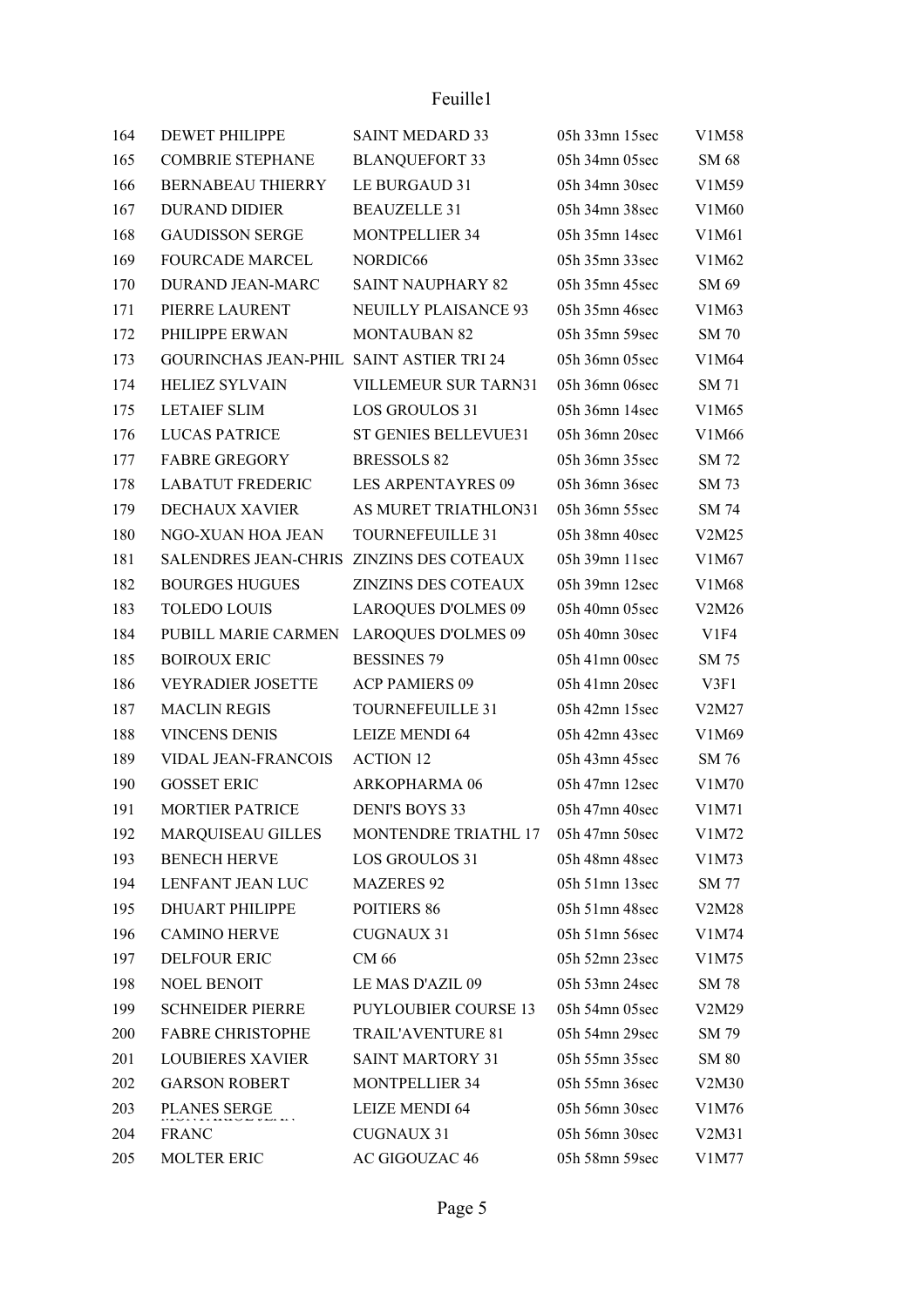| | | | | |
|---|---|---|---|---|
| 164 | DEWET PHILIPPE | SAINT MEDARD 33 | 05h 33mn 15sec | V1M58 |
| 165 | COMBRIE STEPHANE | BLANQUEFORT 33 | 05h 34mn 05sec | SM 68 |
| 166 | BERNABEAU THIERRY | LE BURGAUD 31 | 05h 34mn 30sec | V1M59 |
| 167 | DURAND DIDIER | BEAUZELLE 31 | 05h 34mn 38sec | V1M60 |
| 168 | GAUDISSON SERGE | MONTPELLIER 34 | 05h 35mn 14sec | V1M61 |
| 169 | FOURCADE MARCEL | NORDIC66 | 05h 35mn 33sec | V1M62 |
| 170 | DURAND JEAN-MARC | SAINT NAUPHARY 82 | 05h 35mn 45sec | SM 69 |
| 171 | PIERRE LAURENT | NEUILLY PLAISANCE 93 | 05h 35mn 46sec | V1M63 |
| 172 | PHILIPPE ERWAN | MONTAUBAN 82 | 05h 35mn 59sec | SM 70 |
| 173 | GOURINCHAS JEAN-PHIL | SAINT ASTIER TRI 24 | 05h 36mn 05sec | V1M64 |
| 174 | HELIEZ SYLVAIN | VILLEMEUR SUR TARN31 | 05h 36mn 06sec | SM 71 |
| 175 | LETAIEF SLIM | LOS GROULOS 31 | 05h 36mn 14sec | V1M65 |
| 176 | LUCAS PATRICE | ST GENIES BELLEVUE31 | 05h 36mn 20sec | V1M66 |
| 177 | FABRE GREGORY | BRESSOLS 82 | 05h 36mn 35sec | SM 72 |
| 178 | LABATUT FREDERIC | LES ARPENTAYRES 09 | 05h 36mn 36sec | SM 73 |
| 179 | DECHAUX XAVIER | AS MURET TRIATHLON31 | 05h 36mn 55sec | SM 74 |
| 180 | NGO-XUAN HOA JEAN | TOURNEFEUILLE 31 | 05h 38mn 40sec | V2M25 |
| 181 | SALENDRES JEAN-CHRIS | ZINZINS DES COTEAUX | 05h 39mn 11sec | V1M67 |
| 182 | BOURGES HUGUES | ZINZINS DES COTEAUX | 05h 39mn 12sec | V1M68 |
| 183 | TOLEDO LOUIS | LAROQUES D'OLMES 09 | 05h 40mn 05sec | V2M26 |
| 184 | PUBILL MARIE CARMEN | LAROQUES D'OLMES 09 | 05h 40mn 30sec | V1F4 |
| 185 | BOIROUX ERIC | BESSINES 79 | 05h 41mn 00sec | SM 75 |
| 186 | VEYRADIER JOSETTE | ACP PAMIERS 09 | 05h 41mn 20sec | V3F1 |
| 187 | MACLIN REGIS | TOURNEFEUILLE 31 | 05h 42mn 15sec | V2M27 |
| 188 | VINCENS DENIS | LEIZE MENDI 64 | 05h 42mn 43sec | V1M69 |
| 189 | VIDAL JEAN-FRANCOIS | ACTION 12 | 05h 43mn 45sec | SM 76 |
| 190 | GOSSET ERIC | ARKOPHARMA 06 | 05h 47mn 12sec | V1M70 |
| 191 | MORTIER PATRICE | DENI'S BOYS 33 | 05h 47mn 40sec | V1M71 |
| 192 | MARQUISEAU GILLES | MONTENDRE TRIATHL 17 | 05h 47mn 50sec | V1M72 |
| 193 | BENECH HERVE | LOS GROULOS 31 | 05h 48mn 48sec | V1M73 |
| 194 | LENFANT JEAN LUC | MAZERES 92 | 05h 51mn 13sec | SM 77 |
| 195 | DHUART PHILIPPE | POITIERS 86 | 05h 51mn 48sec | V2M28 |
| 196 | CAMINO HERVE | CUGNAUX 31 | 05h 51mn 56sec | V1M74 |
| 197 | DELFOUR ERIC | CM 66 | 05h 52mn 23sec | V1M75 |
| 198 | NOEL BENOIT | LE MAS D'AZIL 09 | 05h 53mn 24sec | SM 78 |
| 199 | SCHNEIDER PIERRE | PUYLOUBIER COURSE 13 | 05h 54mn 05sec | V2M29 |
| 200 | FABRE CHRISTOPHE | TRAIL'AVENTURE 81 | 05h 54mn 29sec | SM 79 |
| 201 | LOUBIERES XAVIER | SAINT MARTORY 31 | 05h 55mn 35sec | SM 80 |
| 202 | GARSON ROBERT | MONTPELLIER 34 | 05h 55mn 36sec | V2M30 |
| 203 | PLANES SERGE | LEIZE MENDI 64 | 05h 56mn 30sec | V1M76 |
| 204 | FRANC | CUGNAUX 31 | 05h 56mn 30sec | V2M31 |
| 205 | MOLTER ERIC | AC GIGOUZAC 46 | 05h 58mn 59sec | V1M77 |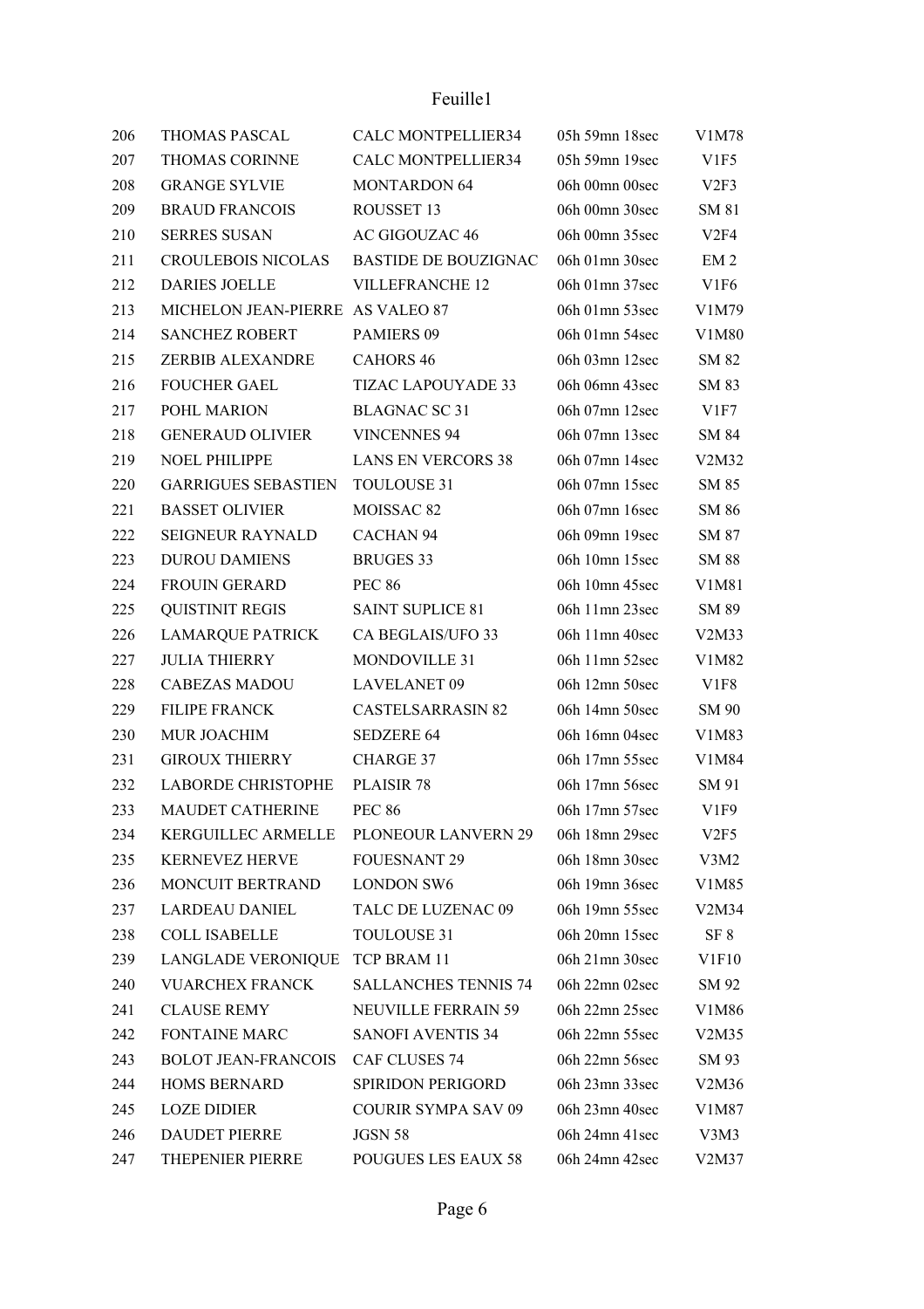| | | | | |
|---|---|---|---|---|
| 206 | THOMAS PASCAL | CALC MONTPELLIER34 | 05h 59mn 18sec | V1M78 |
| 207 | THOMAS CORINNE | CALC MONTPELLIER34 | 05h 59mn 19sec | V1F5 |
| 208 | GRANGE SYLVIE | MONTARDON 64 | 06h 00mn 00sec | V2F3 |
| 209 | BRAUD FRANCOIS | ROUSSET 13 | 06h 00mn 30sec | SM 81 |
| 210 | SERRES SUSAN | AC GIGOUZAC 46 | 06h 00mn 35sec | V2F4 |
| 211 | CROULEBOIS NICOLAS | BASTIDE DE BOUZIGNAC | 06h 01mn 30sec | EM 2 |
| 212 | DARIES JOELLE | VILLEFRANCHE 12 | 06h 01mn 37sec | V1F6 |
| 213 | MICHELON JEAN-PIERRE | AS VALEO 87 | 06h 01mn 53sec | V1M79 |
| 214 | SANCHEZ ROBERT | PAMIERS 09 | 06h 01mn 54sec | V1M80 |
| 215 | ZERBIB ALEXANDRE | CAHORS 46 | 06h 03mn 12sec | SM 82 |
| 216 | FOUCHER GAEL | TIZAC LAPOUYADE 33 | 06h 06mn 43sec | SM 83 |
| 217 | POHL MARION | BLAGNAC SC 31 | 06h 07mn 12sec | V1F7 |
| 218 | GENERAUD OLIVIER | VINCENNES 94 | 06h 07mn 13sec | SM 84 |
| 219 | NOEL PHILIPPE | LANS EN VERCORS 38 | 06h 07mn 14sec | V2M32 |
| 220 | GARRIGUES SEBASTIEN | TOULOUSE 31 | 06h 07mn 15sec | SM 85 |
| 221 | BASSET OLIVIER | MOISSAC 82 | 06h 07mn 16sec | SM 86 |
| 222 | SEIGNEUR RAYNALD | CACHAN 94 | 06h 09mn 19sec | SM 87 |
| 223 | DUROU DAMIENS | BRUGES 33 | 06h 10mn 15sec | SM 88 |
| 224 | FROUIN GERARD | PEC 86 | 06h 10mn 45sec | V1M81 |
| 225 | QUISTINIT REGIS | SAINT SUPLICE 81 | 06h 11mn 23sec | SM 89 |
| 226 | LAMARQUE PATRICK | CA BEGLAIS/UFO 33 | 06h 11mn 40sec | V2M33 |
| 227 | JULIA THIERRY | MONDOVILLE 31 | 06h 11mn 52sec | V1M82 |
| 228 | CABEZAS MADOU | LAVELANET 09 | 06h 12mn 50sec | V1F8 |
| 229 | FILIPE FRANCK | CASTELSARRASIN 82 | 06h 14mn 50sec | SM 90 |
| 230 | MUR JOACHIM | SEDZERE 64 | 06h 16mn 04sec | V1M83 |
| 231 | GIROUX THIERRY | CHARGE 37 | 06h 17mn 55sec | V1M84 |
| 232 | LABORDE CHRISTOPHE | PLAISIR 78 | 06h 17mn 56sec | SM 91 |
| 233 | MAUDET CATHERINE | PEC 86 | 06h 17mn 57sec | V1F9 |
| 234 | KERGUILLEC ARMELLE | PLONEOUR LANVERN 29 | 06h 18mn 29sec | V2F5 |
| 235 | KERNEVEZ HERVE | FOUESNANT 29 | 06h 18mn 30sec | V3M2 |
| 236 | MONCUIT BERTRAND | LONDON SW6 | 06h 19mn 36sec | V1M85 |
| 237 | LARDEAU DANIEL | TALC DE LUZENAC 09 | 06h 19mn 55sec | V2M34 |
| 238 | COLL ISABELLE | TOULOUSE 31 | 06h 20mn 15sec | SF 8 |
| 239 | LANGLADE VERONIQUE | TCP BRAM 11 | 06h 21mn 30sec | V1F10 |
| 240 | VUARCHEX FRANCK | SALLANCHES TENNIS 74 | 06h 22mn 02sec | SM 92 |
| 241 | CLAUSE REMY | NEUVILLE FERRAIN 59 | 06h 22mn 25sec | V1M86 |
| 242 | FONTAINE MARC | SANOFI AVENTIS 34 | 06h 22mn 55sec | V2M35 |
| 243 | BOLOT JEAN-FRANCOIS | CAF CLUSES 74 | 06h 22mn 56sec | SM 93 |
| 244 | HOMS BERNARD | SPIRIDON PERIGORD | 06h 23mn 33sec | V2M36 |
| 245 | LOZE DIDIER | COURIR SYMPA SAV 09 | 06h 23mn 40sec | V1M87 |
| 246 | DAUDET PIERRE | JGSN 58 | 06h 24mn 41sec | V3M3 |
| 247 | THEPENIER PIERRE | POUGUES LES EAUX 58 | 06h 24mn 42sec | V2M37 |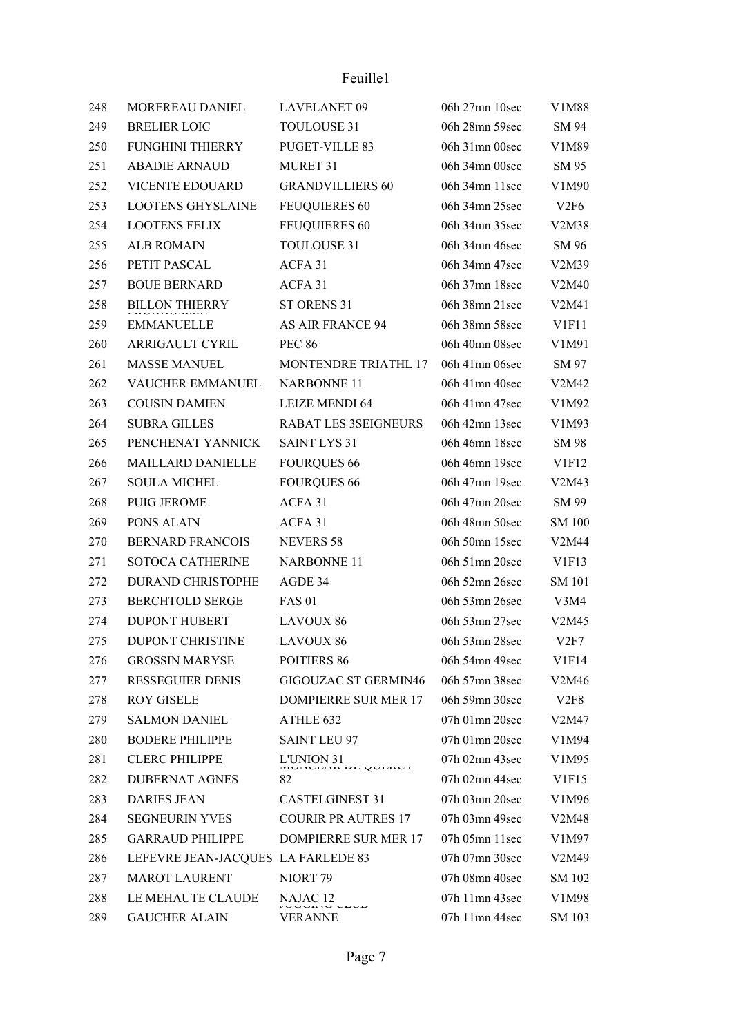| | | | | |
|---|---|---|---|---|
| 248 | MOREREAU DANIEL | LAVELANET 09 | 06h 27mn 10sec | V1M88 |
| 249 | BRELIER LOIC | TOULOUSE 31 | 06h 28mn 59sec | SM 94 |
| 250 | FUNGHINI THIERRY | PUGET-VILLE 83 | 06h 31mn 00sec | V1M89 |
| 251 | ABADIE ARNAUD | MURET 31 | 06h 34mn 00sec | SM 95 |
| 252 | VICENTE EDOUARD | GRANDVILLIERS 60 | 06h 34mn 11sec | V1M90 |
| 253 | LOOTENS GHYSLAINE | FEUQUIERES 60 | 06h 34mn 25sec | V2F6 |
| 254 | LOOTENS FELIX | FEUQUIERES 60 | 06h 34mn 35sec | V2M38 |
| 255 | ALB ROMAIN | TOULOUSE 31 | 06h 34mn 46sec | SM 96 |
| 256 | PETIT PASCAL | ACFA 31 | 06h 34mn 47sec | V2M39 |
| 257 | BOUE BERNARD | ACFA 31 | 06h 37mn 18sec | V2M40 |
| 258 | BILLON THIERRY | ST ORENS 31 | 06h 38mn 21sec | V2M41 |
| 259 | PRUDHOMME EMMANUELLE | AS AIR FRANCE 94 | 06h 38mn 58sec | V1F11 |
| 260 | ARRIGAULT CYRIL | PEC 86 | 06h 40mn 08sec | V1M91 |
| 261 | MASSE MANUEL | MONTENDRE TRIATHL 17 | 06h 41mn 06sec | SM 97 |
| 262 | VAUCHER EMMANUEL | NARBONNE 11 | 06h 41mn 40sec | V2M42 |
| 263 | COUSIN DAMIEN | LEIZE MENDI 64 | 06h 41mn 47sec | V1M92 |
| 264 | SUBRA GILLES | RABAT LES 3SEIGNEURS | 06h 42mn 13sec | V1M93 |
| 265 | PENCHENAT YANNICK | SAINT LYS 31 | 06h 46mn 18sec | SM 98 |
| 266 | MAILLARD DANIELLE | FOURQUES 66 | 06h 46mn 19sec | V1F12 |
| 267 | SOULA MICHEL | FOURQUES 66 | 06h 47mn 19sec | V2M43 |
| 268 | PUIG JEROME | ACFA 31 | 06h 47mn 20sec | SM 99 |
| 269 | PONS ALAIN | ACFA 31 | 06h 48mn 50sec | SM 100 |
| 270 | BERNARD FRANCOIS | NEVERS 58 | 06h 50mn 15sec | V2M44 |
| 271 | SOTOCA CATHERINE | NARBONNE 11 | 06h 51mn 20sec | V1F13 |
| 272 | DURAND CHRISTOPHE | AGDE 34 | 06h 52mn 26sec | SM 101 |
| 273 | BERCHTOLD SERGE | FAS 01 | 06h 53mn 26sec | V3M4 |
| 274 | DUPONT HUBERT | LAVOUX 86 | 06h 53mn 27sec | V2M45 |
| 275 | DUPONT CHRISTINE | LAVOUX 86 | 06h 53mn 28sec | V2F7 |
| 276 | GROSSIN MARYSE | POITIERS 86 | 06h 54mn 49sec | V1F14 |
| 277 | RESSEGUIER DENIS | GIGOUZAC ST GERMIN46 | 06h 57mn 38sec | V2M46 |
| 278 | ROY GISELE | DOMPIERRE SUR MER 17 | 06h 59mn 30sec | V2F8 |
| 279 | SALMON DANIEL | ATHLE 632 | 07h 01mn 20sec | V2M47 |
| 280 | BODERE PHILIPPE | SAINT LEU 97 | 07h 01mn 20sec | V1M94 |
| 281 | CLERC PHILIPPE | L'UNION 31 | 07h 02mn 43sec | V1M95 |
| 282 | DUBERNAT AGNES | MONCLAR DE QUERCY 82 | 07h 02mn 44sec | V1F15 |
| 283 | DARIES JEAN | CASTELGINEST 31 | 07h 03mn 20sec | V1M96 |
| 284 | SEGNEURIN YVES | COURIR PR AUTRES 17 | 07h 03mn 49sec | V2M48 |
| 285 | GARRAUD PHILIPPE | DOMPIERRE SUR MER 17 | 07h 05mn 11sec | V1M97 |
| 286 | LEFEVRE JEAN-JACQUES | LA FARLEDE 83 | 07h 07mn 30sec | V2M49 |
| 287 | MAROT LAURENT | NIORT 79 | 07h 08mn 40sec | SM 102 |
| 288 | LE MEHAUTE CLAUDE | NAJAC 12 | 07h 11mn 43sec | V1M98 |
| 289 | GAUCHER ALAIN | JOGGING CLUB VERANNE | 07h 11mn 44sec | SM 103 |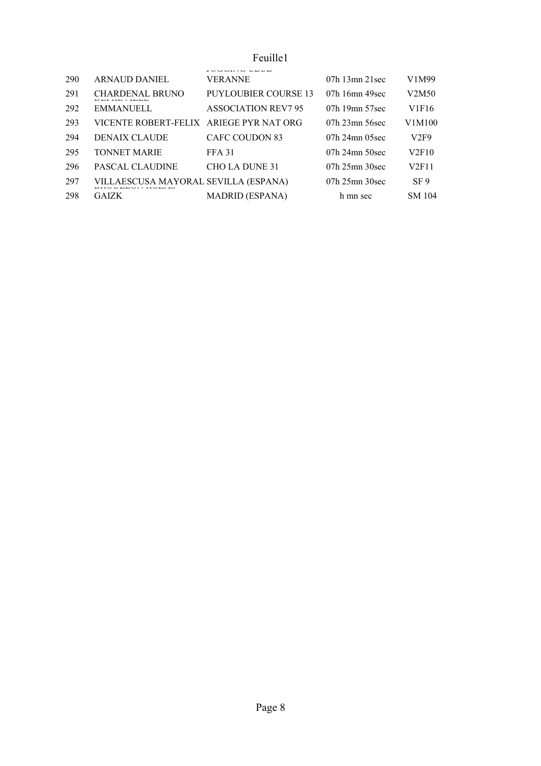| | | | | |
|---|---|---|---|---|
| 290 | ARNAUD DANIEL | JOGGING CLUB VERANNE | 07h 13mn 21sec | V1M99 |
| 291 | CHARDENAL BRUNO | PUYLOUBIER COURSE 13 | 07h 16mn 49sec | V2M50 |
| 292 | DELAREVIERE EMMANUELL | ASSOCIATION REV7 95 | 07h 19mn 57sec | V1F16 |
| 293 | VICENTE ROBERT-FELIX | ARIEGE PYR NAT ORG | 07h 23mn 56sec | V1M100 |
| 294 | DENAIX CLAUDE | CAFC COUDON 83 | 07h 24mn 05sec | V2F9 |
| 295 | TONNET MARIE | FFA 31 | 07h 24mn 50sec | V2F10 |
| 296 | PASCAL CLAUDINE | CHO LA DUNE 31 | 07h 25mn 30sec | V2F11 |
| 297 | VILLAESCUSA MAYORAL | SEVILLA (ESPANA) | 07h 25mn 30sec | SF 9 |
| 298 | BROUZZON ROZAS GAIZK | MADRID (ESPANA) | h mn sec | SM 104 |